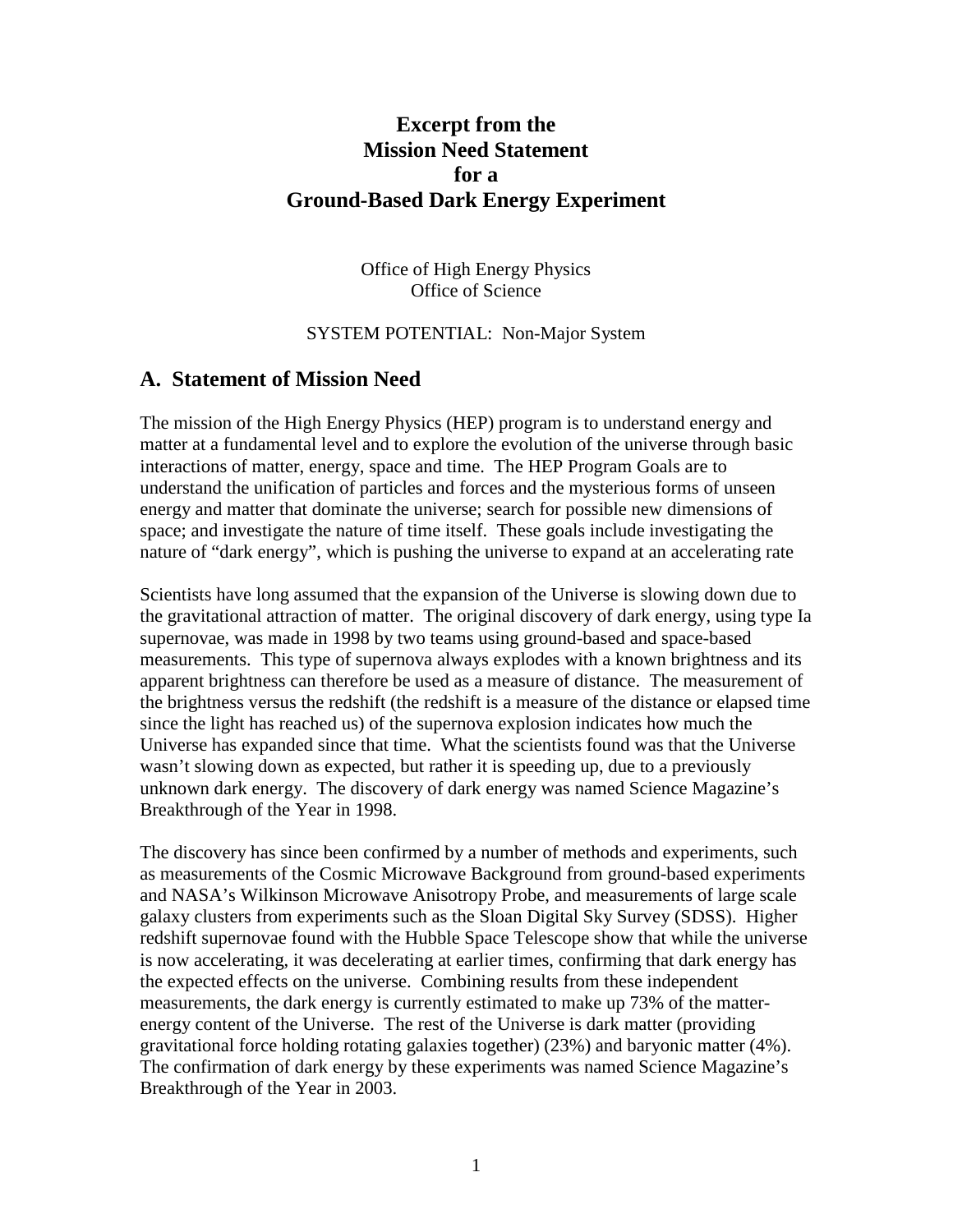# Excerpt from the Mission Need Statement for a Ground-Based Dark Energy Experiment

Office of High Energy Physics
Office of Science

SYSTEM POTENTIAL: Non-Major System

## A. Statement of Mission Need

The mission of the High Energy Physics (HEP) program is to understand energy and matter at a fundamental level and to explore the evolution of the universe through basic interactions of matter, energy, space and time. The HEP Program Goals are to understand the unification of particles and forces and the mysterious forms of unseen energy and matter that dominate the universe; search for possible new dimensions of space; and investigate the nature of time itself. These goals include investigating the nature of "dark energy", which is pushing the universe to expand at an accelerating rate

Scientists have long assumed that the expansion of the Universe is slowing down due to the gravitational attraction of matter. The original discovery of dark energy, using type Ia supernovae, was made in 1998 by two teams using ground-based and space-based measurements. This type of supernova always explodes with a known brightness and its apparent brightness can therefore be used as a measure of distance. The measurement of the brightness versus the redshift (the redshift is a measure of the distance or elapsed time since the light has reached us) of the supernova explosion indicates how much the Universe has expanded since that time. What the scientists found was that the Universe wasn't slowing down as expected, but rather it is speeding up, due to a previously unknown dark energy. The discovery of dark energy was named Science Magazine's Breakthrough of the Year in 1998.

The discovery has since been confirmed by a number of methods and experiments, such as measurements of the Cosmic Microwave Background from ground-based experiments and NASA's Wilkinson Microwave Anisotropy Probe, and measurements of large scale galaxy clusters from experiments such as the Sloan Digital Sky Survey (SDSS). Higher redshift supernovae found with the Hubble Space Telescope show that while the universe is now accelerating, it was decelerating at earlier times, confirming that dark energy has the expected effects on the universe. Combining results from these independent measurements, the dark energy is currently estimated to make up 73% of the matter-energy content of the Universe. The rest of the Universe is dark matter (providing gravitational force holding rotating galaxies together) (23%) and baryonic matter (4%). The confirmation of dark energy by these experiments was named Science Magazine's Breakthrough of the Year in 2003.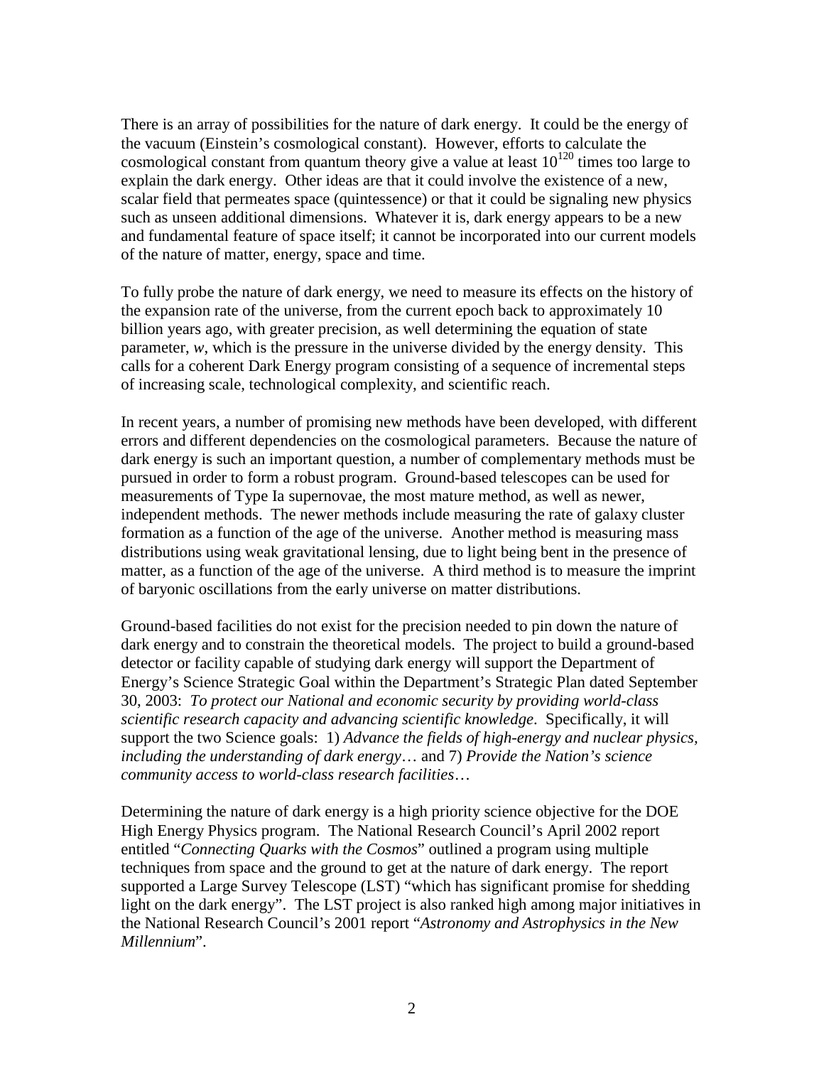There is an array of possibilities for the nature of dark energy. It could be the energy of the vacuum (Einstein's cosmological constant). However, efforts to calculate the cosmological constant from quantum theory give a value at least $10^{120}$ times too large to explain the dark energy. Other ideas are that it could involve the existence of a new, scalar field that permeates space (quintessence) or that it could be signaling new physics such as unseen additional dimensions. Whatever it is, dark energy appears to be a new and fundamental feature of space itself; it cannot be incorporated into our current models of the nature of matter, energy, space and time.

To fully probe the nature of dark energy, we need to measure its effects on the history of the expansion rate of the universe, from the current epoch back to approximately 10 billion years ago, with greater precision, as well determining the equation of state parameter, $w$, which is the pressure in the universe divided by the energy density. This calls for a coherent Dark Energy program consisting of a sequence of incremental steps of increasing scale, technological complexity, and scientific reach.

In recent years, a number of promising new methods have been developed, with different errors and different dependencies on the cosmological parameters. Because the nature of dark energy is such an important question, a number of complementary methods must be pursued in order to form a robust program. Ground-based telescopes can be used for measurements of Type Ia supernovae, the most mature method, as well as newer, independent methods. The newer methods include measuring the rate of galaxy cluster formation as a function of the age of the universe. Another method is measuring mass distributions using weak gravitational lensing, due to light being bent in the presence of matter, as a function of the age of the universe. A third method is to measure the imprint of baryonic oscillations from the early universe on matter distributions.

Ground-based facilities do not exist for the precision needed to pin down the nature of dark energy and to constrain the theoretical models. The project to build a ground-based detector or facility capable of studying dark energy will support the Department of Energy's Science Strategic Goal within the Department's Strategic Plan dated September 30, 2003: *To protect our National and economic security by providing world-class scientific research capacity and advancing scientific knowledge*. Specifically, it will support the two Science goals: 1) *Advance the fields of high-energy and nuclear physics, including the understanding of dark energy*… and 7) *Provide the Nation's science community access to world-class research facilities*…

Determining the nature of dark energy is a high priority science objective for the DOE High Energy Physics program. The National Research Council's April 2002 report entitled "*Connecting Quarks with the Cosmos*" outlined a program using multiple techniques from space and the ground to get at the nature of dark energy. The report supported a Large Survey Telescope (LST) "which has significant promise for shedding light on the dark energy". The LST project is also ranked high among major initiatives in the National Research Council's 2001 report "*Astronomy and Astrophysics in the New Millennium*".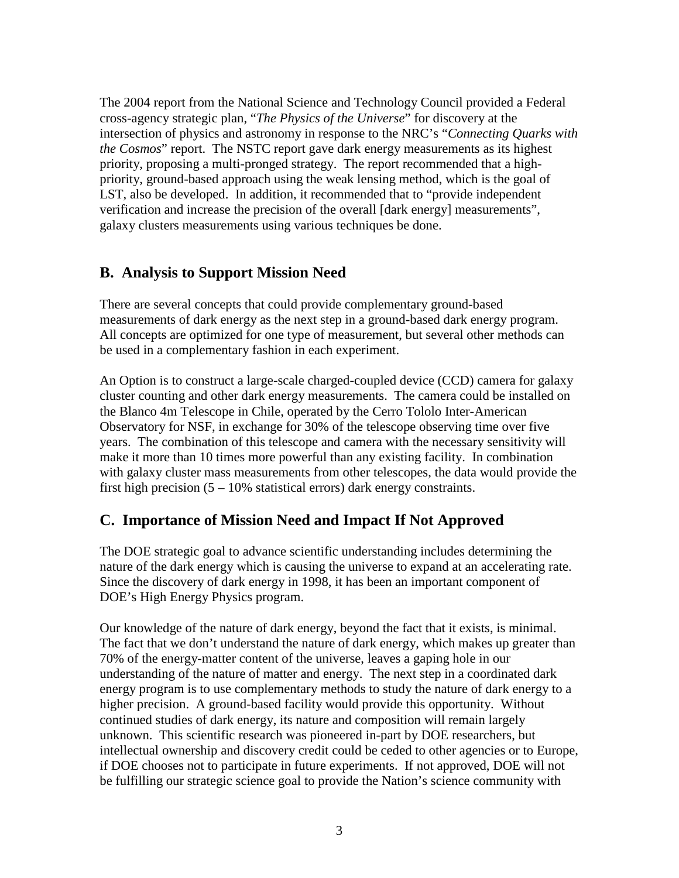The 2004 report from the National Science and Technology Council provided a Federal cross-agency strategic plan, "*The Physics of the Universe*" for discovery at the intersection of physics and astronomy in response to the NRC's "*Connecting Quarks with the Cosmos*" report. The NSTC report gave dark energy measurements as its highest priority, proposing a multi-pronged strategy. The report recommended that a high-priority, ground-based approach using the weak lensing method, which is the goal of LST, also be developed. In addition, it recommended that to "provide independent verification and increase the precision of the overall [dark energy] measurements", galaxy clusters measurements using various techniques be done.

## B. Analysis to Support Mission Need

There are several concepts that could provide complementary ground-based measurements of dark energy as the next step in a ground-based dark energy program. All concepts are optimized for one type of measurement, but several other methods can be used in a complementary fashion in each experiment.

An Option is to construct a large-scale charged-coupled device (CCD) camera for galaxy cluster counting and other dark energy measurements. The camera could be installed on the Blanco 4m Telescope in Chile, operated by the Cerro Tololo Inter-American Observatory for NSF, in exchange for 30% of the telescope observing time over five years. The combination of this telescope and camera with the necessary sensitivity will make it more than 10 times more powerful than any existing facility. In combination with galaxy cluster mass measurements from other telescopes, the data would provide the first high precision (5 – 10% statistical errors) dark energy constraints.

## C. Importance of Mission Need and Impact If Not Approved

The DOE strategic goal to advance scientific understanding includes determining the nature of the dark energy which is causing the universe to expand at an accelerating rate. Since the discovery of dark energy in 1998, it has been an important component of DOE's High Energy Physics program.

Our knowledge of the nature of dark energy, beyond the fact that it exists, is minimal. The fact that we don't understand the nature of dark energy, which makes up greater than 70% of the energy-matter content of the universe, leaves a gaping hole in our understanding of the nature of matter and energy. The next step in a coordinated dark energy program is to use complementary methods to study the nature of dark energy to a higher precision. A ground-based facility would provide this opportunity. Without continued studies of dark energy, its nature and composition will remain largely unknown. This scientific research was pioneered in-part by DOE researchers, but intellectual ownership and discovery credit could be ceded to other agencies or to Europe, if DOE chooses not to participate in future experiments. If not approved, DOE will not be fulfilling our strategic science goal to provide the Nation's science community with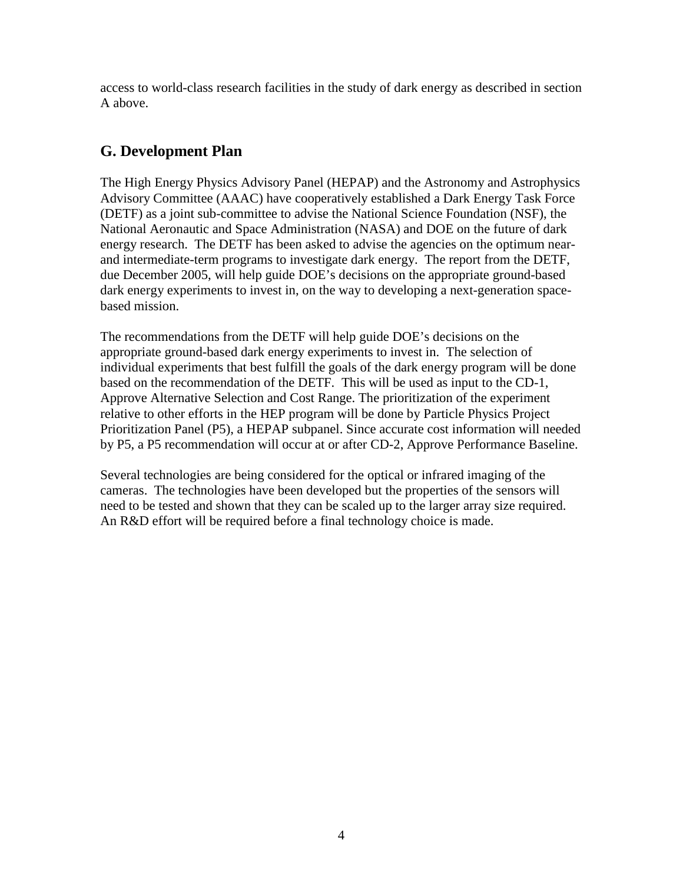access to world-class research facilities in the study of dark energy as described in section A above.

## G. Development Plan

The High Energy Physics Advisory Panel (HEPAP) and the Astronomy and Astrophysics Advisory Committee (AAAC) have cooperatively established a Dark Energy Task Force (DETF) as a joint sub-committee to advise the National Science Foundation (NSF), the National Aeronautic and Space Administration (NASA) and DOE on the future of dark energy research. The DETF has been asked to advise the agencies on the optimum near- and intermediate-term programs to investigate dark energy. The report from the DETF, due December 2005, will help guide DOE's decisions on the appropriate ground-based dark energy experiments to invest in, on the way to developing a next-generation space-based mission.

The recommendations from the DETF will help guide DOE's decisions on the appropriate ground-based dark energy experiments to invest in. The selection of individual experiments that best fulfill the goals of the dark energy program will be done based on the recommendation of the DETF. This will be used as input to the CD-1, Approve Alternative Selection and Cost Range. The prioritization of the experiment relative to other efforts in the HEP program will be done by Particle Physics Project Prioritization Panel (P5), a HEPAP subpanel. Since accurate cost information will needed by P5, a P5 recommendation will occur at or after CD-2, Approve Performance Baseline.

Several technologies are being considered for the optical or infrared imaging of the cameras. The technologies have been developed but the properties of the sensors will need to be tested and shown that they can be scaled up to the larger array size required. An R&D effort will be required before a final technology choice is made.